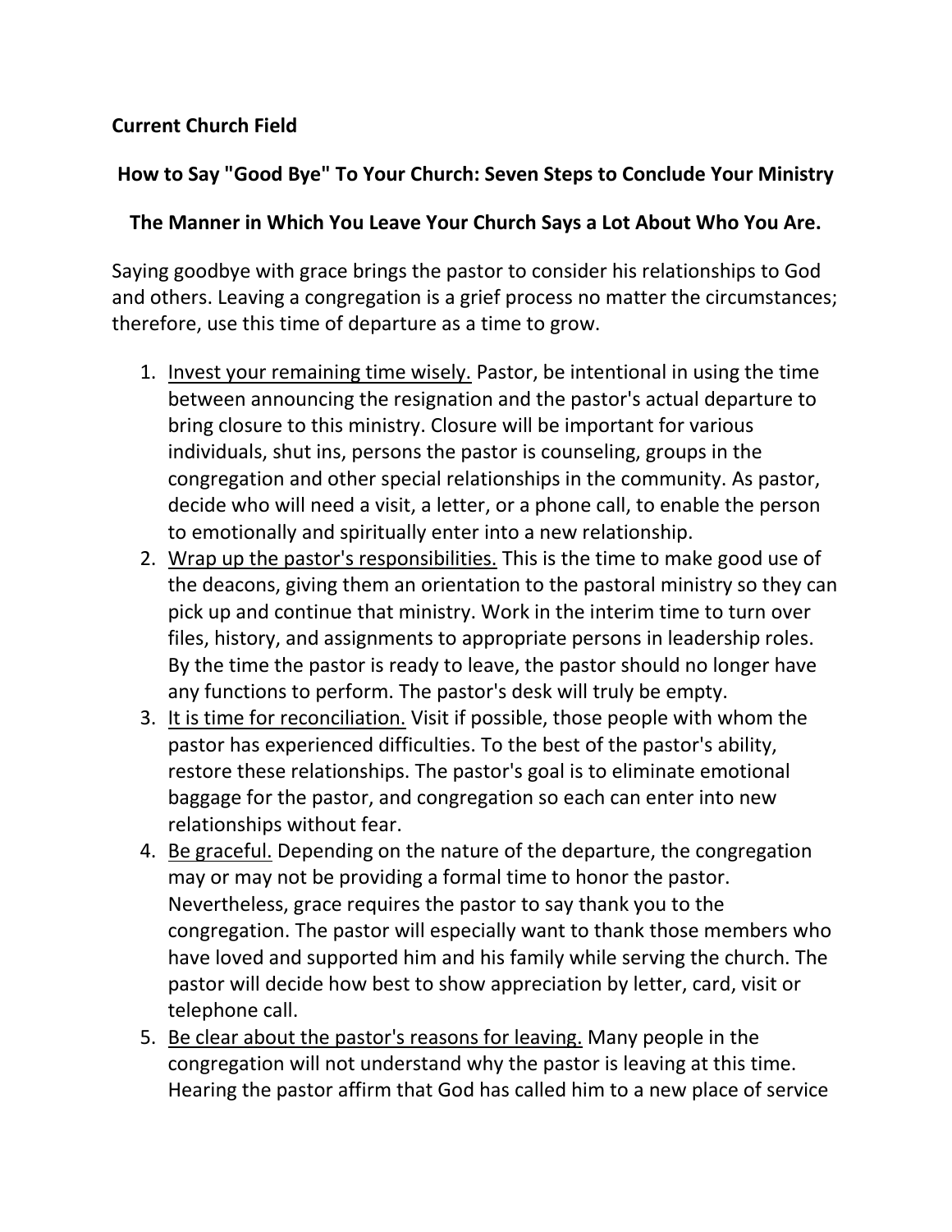**Current Church Field**

**How to Say "Good Bye" To Your Church: Seven Steps to Conclude Your Ministry**

**The Manner in Which You Leave Your Church Says a Lot About Who You Are.**

Saying goodbye with grace brings the pastor to consider his relationships to God and others. Leaving a congregation is a grief process no matter the circumstances; therefore, use this time of departure as a time to grow.

1. <u>Invest your remaining time wisely.</u> Pastor, be intentional in using the time between announcing the resignation and the pastor's actual departure to bring closure to this ministry. Closure will be important for various individuals, shut ins, persons the pastor is counseling, groups in the congregation and other special relationships in the community. As pastor, decide who will need a visit, a letter, or a phone call, to enable the person to emotionally and spiritually enter into a new relationship.
2. <u>Wrap up the pastor's responsibilities.</u> This is the time to make good use of the deacons, giving them an orientation to the pastoral ministry so they can pick up and continue that ministry. Work in the interim time to turn over files, history, and assignments to appropriate persons in leadership roles. By the time the pastor is ready to leave, the pastor should no longer have any functions to perform. The pastor's desk will truly be empty.
3. <u>It is time for reconciliation.</u> Visit if possible, those people with whom the pastor has experienced difficulties. To the best of the pastor's ability, restore these relationships. The pastor's goal is to eliminate emotional baggage for the pastor, and congregation so each can enter into new relationships without fear.
4. <u>Be graceful.</u> Depending on the nature of the departure, the congregation may or may not be providing a formal time to honor the pastor. Nevertheless, grace requires the pastor to say thank you to the congregation. The pastor will especially want to thank those members who have loved and supported him and his family while serving the church. The pastor will decide how best to show appreciation by letter, card, visit or telephone call.
5. <u>Be clear about the pastor's reasons for leaving.</u> Many people in the congregation will not understand why the pastor is leaving at this time. Hearing the pastor affirm that God has called him to a new place of service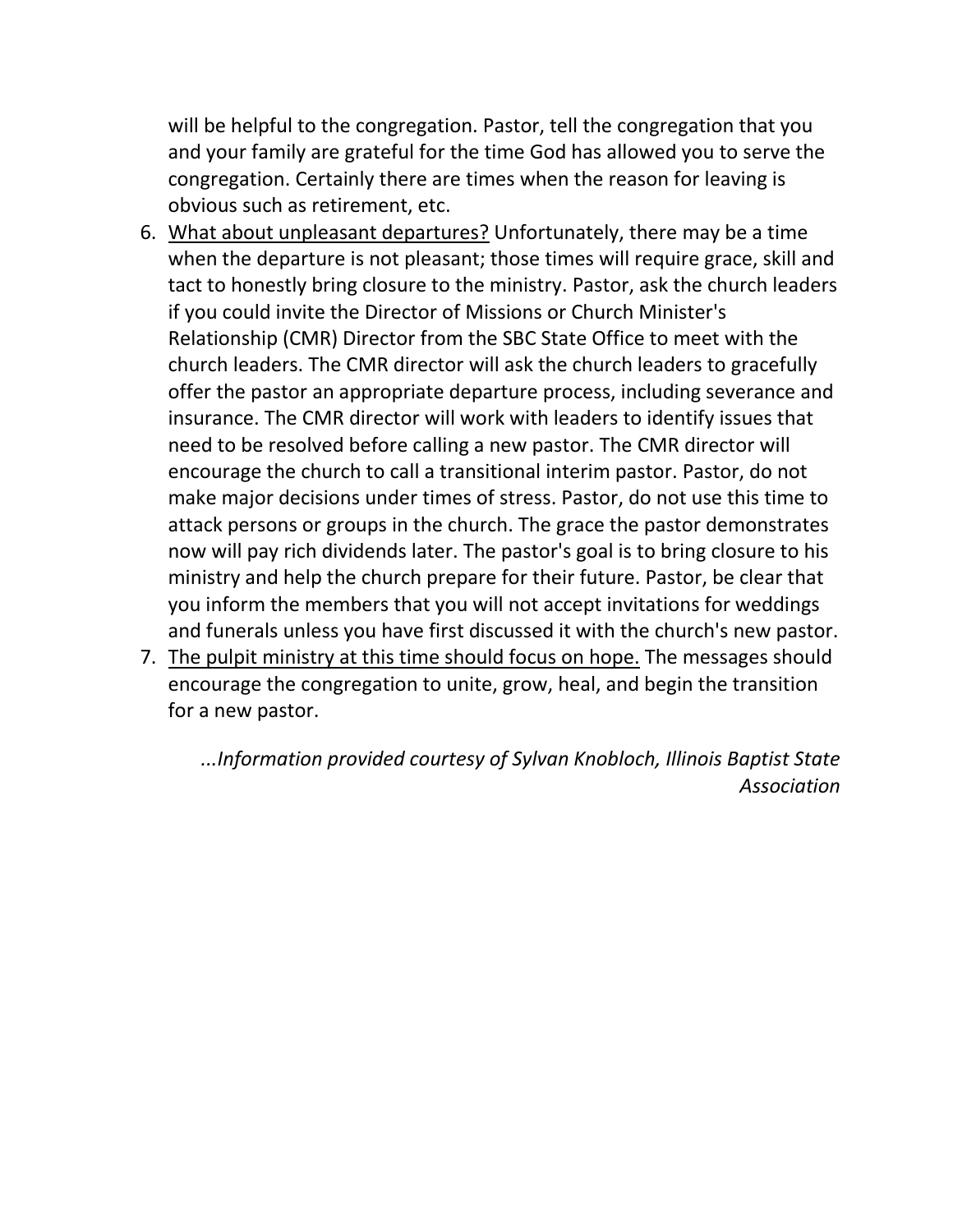will be helpful to the congregation. Pastor, tell the congregation that you and your family are grateful for the time God has allowed you to serve the congregation. Certainly there are times when the reason for leaving is obvious such as retirement, etc.

6. <u>What about unpleasant departures?</u> Unfortunately, there may be a time when the departure is not pleasant; those times will require grace, skill and tact to honestly bring closure to the ministry. Pastor, ask the church leaders if you could invite the Director of Missions or Church Minister's Relationship (CMR) Director from the SBC State Office to meet with the church leaders. The CMR director will ask the church leaders to gracefully offer the pastor an appropriate departure process, including severance and insurance. The CMR director will work with leaders to identify issues that need to be resolved before calling a new pastor. The CMR director will encourage the church to call a transitional interim pastor. Pastor, do not make major decisions under times of stress. Pastor, do not use this time to attack persons or groups in the church. The grace the pastor demonstrates now will pay rich dividends later. The pastor's goal is to bring closure to his ministry and help the church prepare for their future. Pastor, be clear that you inform the members that you will not accept invitations for weddings and funerals unless you have first discussed it with the church's new pastor.
7. <u>The pulpit ministry at this time should focus on hope.</u> The messages should encourage the congregation to unite, grow, heal, and begin the transition for a new pastor.

*...Information provided courtesy of Sylvan Knobloch, Illinois Baptist State Association*